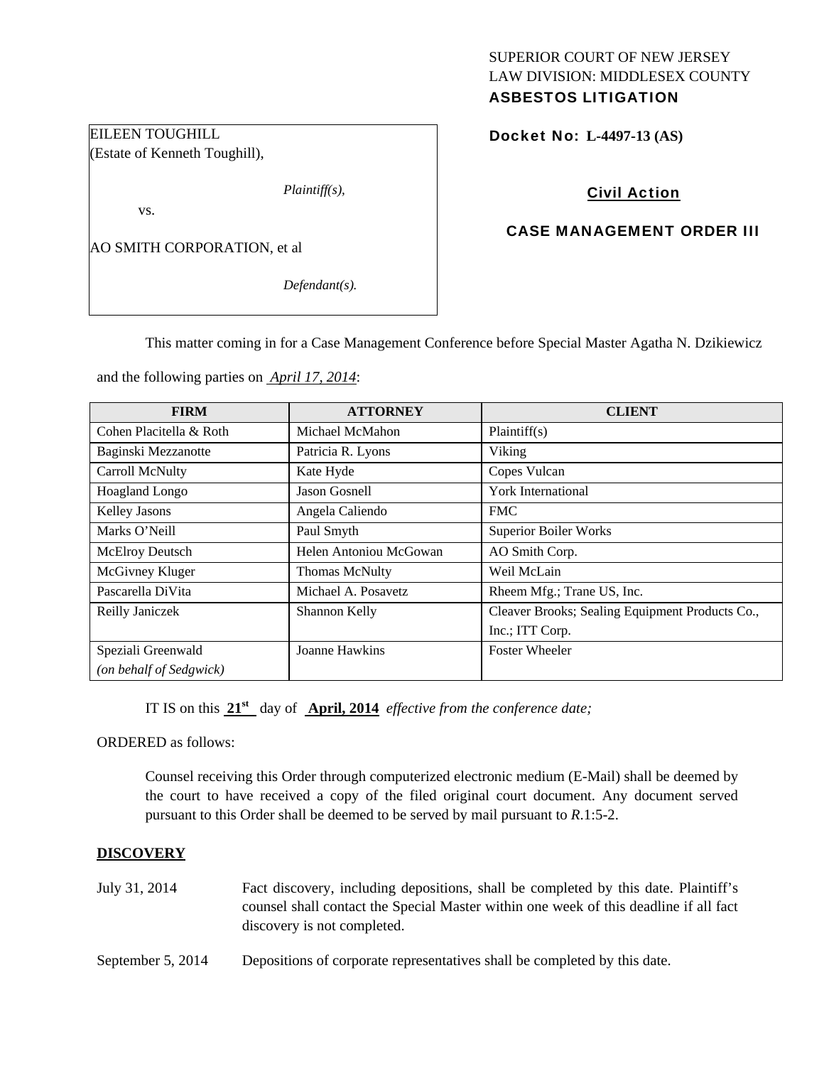SUPERIOR COURT OF NEW JERSEY
LAW DIVISION: MIDDLESEX COUNTY
**ASBESTOS LITIGATION**

EILEEN TOUGHILL
(Estate of Kenneth Toughill),

*Plaintiff(s),*

vs.

AO SMITH CORPORATION, et al

*Defendant(s).*

**Docket No: L-4497-13 (AS)**

**Civil Action**

**CASE MANAGEMENT ORDER III**

This matter coming in for a Case Management Conference before Special Master Agatha N. Dzikiewicz and the following parties on *April 17, 2014*:

| FIRM | ATTORNEY | CLIENT |
|---|---|---|
| Cohen Placitella & Roth | Michael McMahon | Plaintiff(s) |
| Baginski Mezzanotte | Patricia R. Lyons | Viking |
| Carroll McNulty | Kate Hyde | Copes Vulcan |
| Hoagland Longo | Jason Gosnell | York International |
| Kelley Jasons | Angela Caliendo | FMC |
| Marks O'Neill | Paul Smyth | Superior Boiler Works |
| McElroy Deutsch | Helen Antoniou McGowan | AO Smith Corp. |
| McGivney Kluger | Thomas McNulty | Weil McLain |
| Pascarella DiVita | Michael A. Posavetz | Rheem Mfg.; Trane US, Inc. |
| Reilly Janiczek | Shannon Kelly | Cleaver Brooks; Sealing Equipment Products Co., Inc.; ITT Corp. |
| Speziali Greenwald *(on behalf of Sedgwick)* | Joanne Hawkins | Foster Wheeler |

IT IS on this **21st** day of **April, 2014** *effective from the conference date;*

ORDERED as follows:

Counsel receiving this Order through computerized electronic medium (E-Mail) shall be deemed by the court to have received a copy of the filed original court document. Any document served pursuant to this Order shall be deemed to be served by mail pursuant to *R*.1:5-2.

**DISCOVERY**

July 31, 2014 — Fact discovery, including depositions, shall be completed by this date. Plaintiff's counsel shall contact the Special Master within one week of this deadline if all fact discovery is not completed.

September 5, 2014 — Depositions of corporate representatives shall be completed by this date.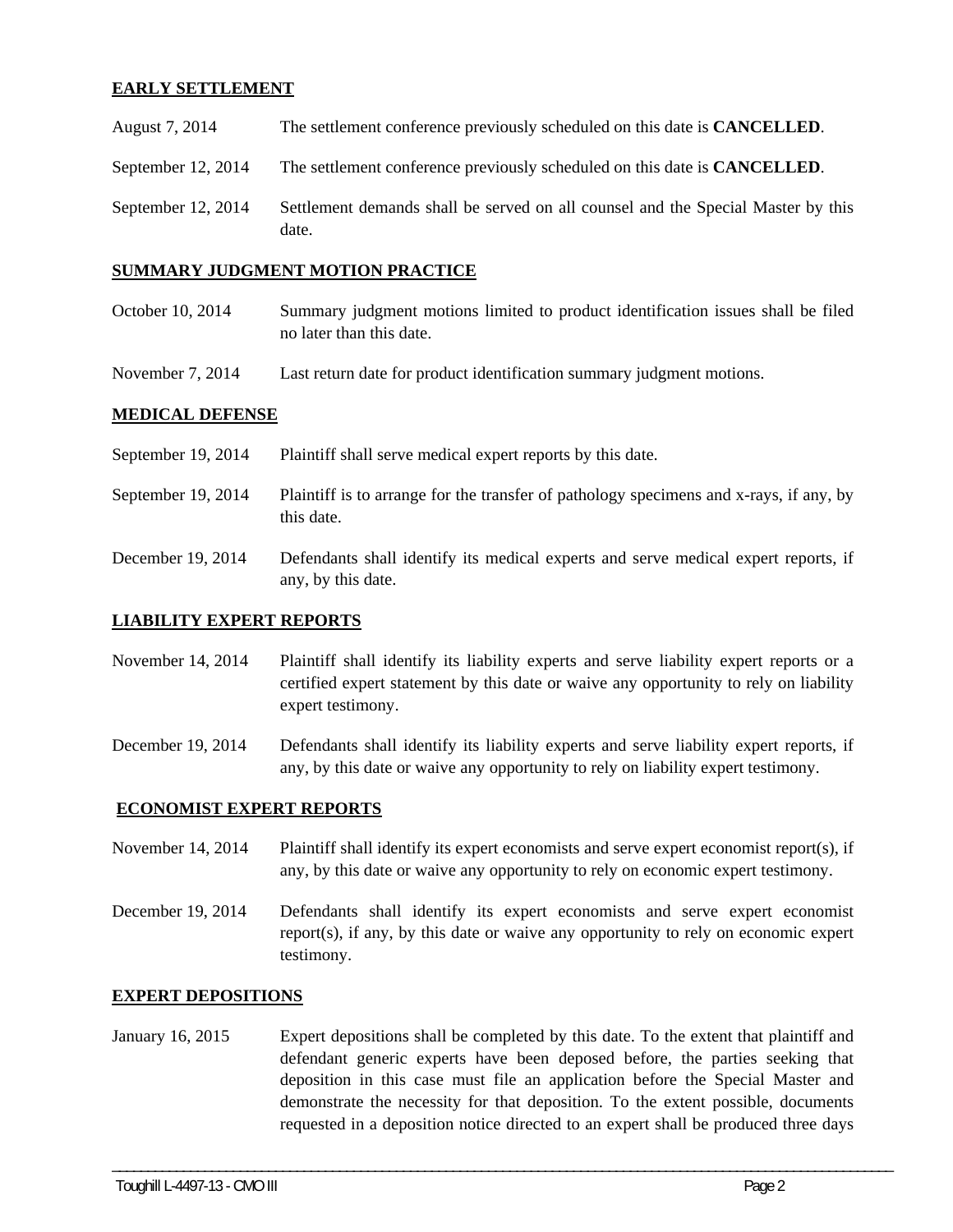**EARLY SETTLEMENT**

August 7, 2014 — The settlement conference previously scheduled on this date is **CANCELLED**.

September 12, 2014 — The settlement conference previously scheduled on this date is **CANCELLED**.

September 12, 2014 — Settlement demands shall be served on all counsel and the Special Master by this date.

**SUMMARY JUDGMENT MOTION PRACTICE**

October 10, 2014 — Summary judgment motions limited to product identification issues shall be filed no later than this date.

November 7, 2014 — Last return date for product identification summary judgment motions.

**MEDICAL DEFENSE**

September 19, 2014 — Plaintiff shall serve medical expert reports by this date.

September 19, 2014 — Plaintiff is to arrange for the transfer of pathology specimens and x-rays, if any, by this date.

December 19, 2014 — Defendants shall identify its medical experts and serve medical expert reports, if any, by this date.

**LIABILITY EXPERT REPORTS**

November 14, 2014 — Plaintiff shall identify its liability experts and serve liability expert reports or a certified expert statement by this date or waive any opportunity to rely on liability expert testimony.

December 19, 2014 — Defendants shall identify its liability experts and serve liability expert reports, if any, by this date or waive any opportunity to rely on liability expert testimony.

**ECONOMIST EXPERT REPORTS**

November 14, 2014 — Plaintiff shall identify its expert economists and serve expert economist report(s), if any, by this date or waive any opportunity to rely on economic expert testimony.

December 19, 2014 — Defendants shall identify its expert economists and serve expert economist report(s), if any, by this date or waive any opportunity to rely on economic expert testimony.

**EXPERT DEPOSITIONS**

January 16, 2015 — Expert depositions shall be completed by this date. To the extent that plaintiff and defendant generic experts have been deposed before, the parties seeking that deposition in this case must file an application before the Special Master and demonstrate the necessity for that deposition. To the extent possible, documents requested in a deposition notice directed to an expert shall be produced three days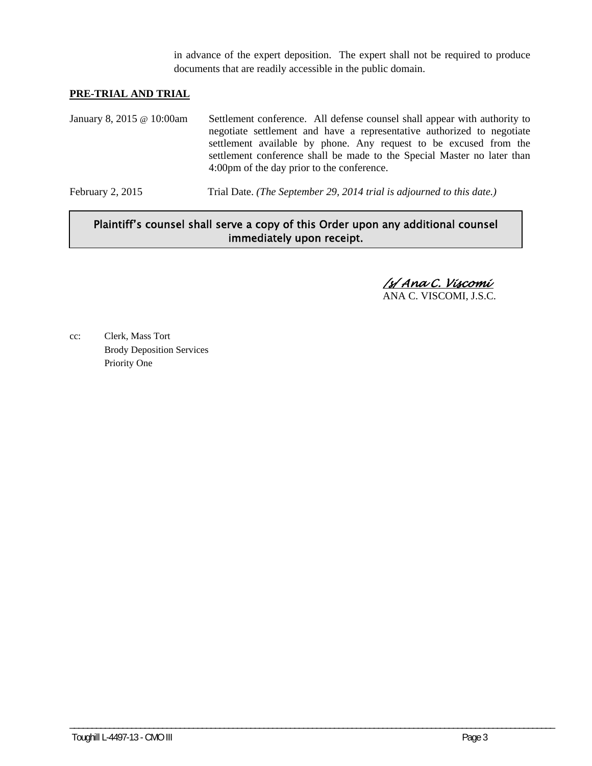in advance of the expert deposition. The expert shall not be required to produce documents that are readily accessible in the public domain.

**PRE-TRIAL AND TRIAL**

| | |
|---|---|
| January 8, 2015 @ 10:00am | Settlement conference. All defense counsel shall appear with authority to negotiate settlement and have a representative authorized to negotiate settlement available by phone. Any request to be excused from the settlement conference shall be made to the Special Master no later than 4:00pm of the day prior to the conference. |
| February 2, 2015 | Trial Date. *(The September 29, 2014 trial is adjourned to this date.)* |

**Plaintiff's counsel shall serve a copy of this Order upon any additional counsel immediately upon receipt.**

*/s/ Ana C. Viscomi*
ANA C. VISCOMI, J.S.C.

cc: Clerk, Mass Tort
Brody Deposition Services
Priority One